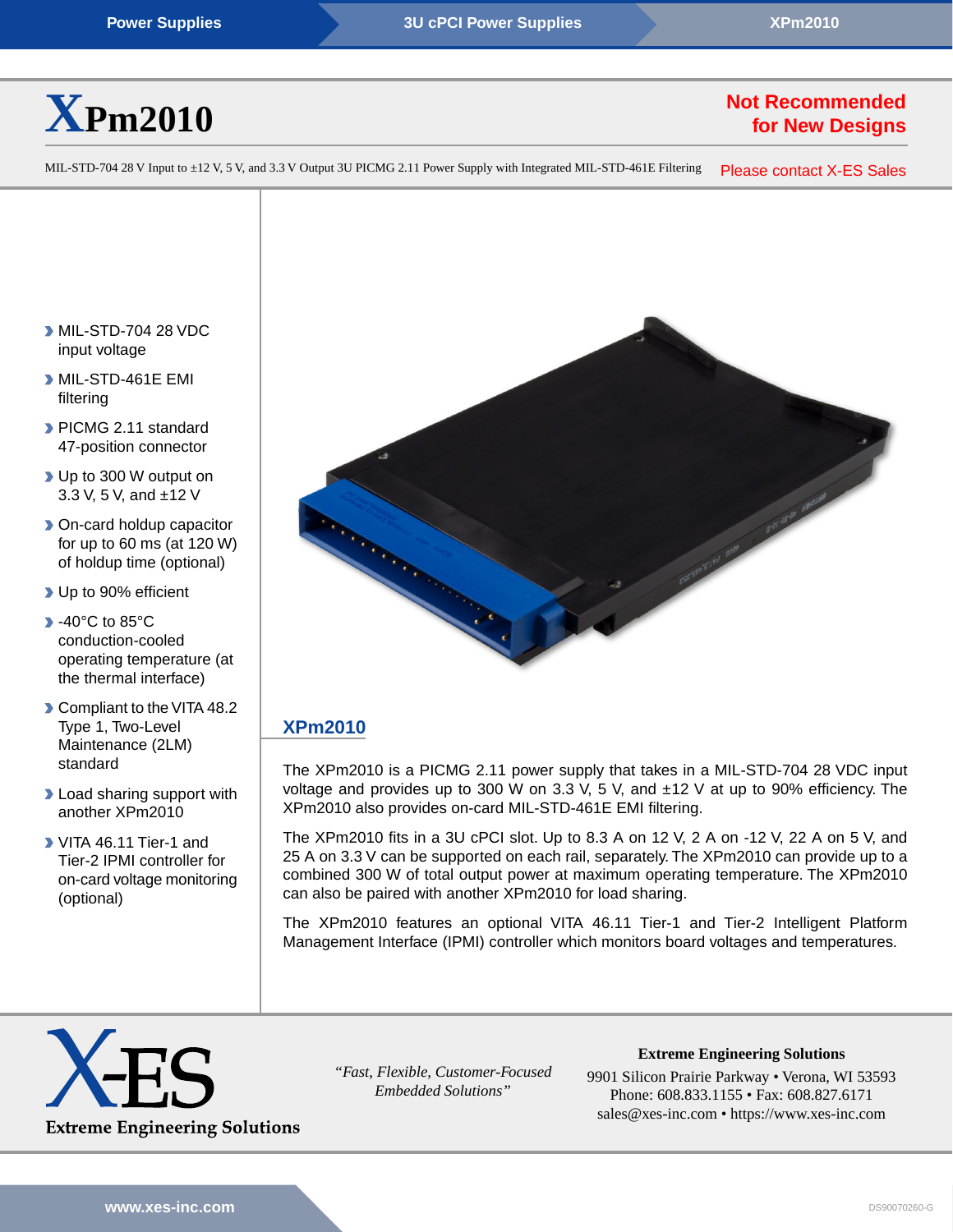Power Supplies › 3U cPCI Power Supplies › XPm2010

# XPm2010

**Not Recommended for New Designs**

MIL-STD-704 28 V Input to ±12 V, 5 V, and 3.3 V Output 3U PICMG 2.11 Power Supply with Integrated MIL-STD-461E Filtering

Please contact X-ES Sales

- MIL-STD-704 28 VDC input voltage
- MIL-STD-461E EMI filtering
- PICMG 2.11 standard 47-position connector
- Up to 300 W output on 3.3 V, 5 V, and ±12 V
- On-card holdup capacitor for up to 60 ms (at 120 W) of holdup time (optional)
- Up to 90% efficient
- -40°C to 85°C conduction-cooled operating temperature (at the thermal interface)
- Compliant to the VITA 48.2 Type 1, Two-Level Maintenance (2LM) standard
- Load sharing support with another XPm2010
- VITA 46.11 Tier-1 and Tier-2 IPMI controller for on-card voltage monitoring (optional)

## XPm2010

The XPm2010 is a PICMG 2.11 power supply that takes in a MIL-STD-704 28 VDC input voltage and provides up to 300 W on 3.3 V, 5 V, and ±12 V at up to 90% efficiency. The XPm2010 also provides on-card MIL-STD-461E EMI filtering.

The XPm2010 fits in a 3U cPCI slot. Up to 8.3 A on 12 V, 2 A on -12 V, 22 A on 5 V, and 25 A on 3.3 V can be supported on each rail, separately. The XPm2010 can provide up to a combined 300 W of total output power at maximum operating temperature. The XPm2010 can also be paired with another XPm2010 for load sharing.

The XPm2010 features an optional VITA 46.11 Tier-1 and Tier-2 Intelligent Platform Management Interface (IPMI) controller which monitors board voltages and temperatures.

X-ES Extreme Engineering Solutions

*"Fast, Flexible, Customer-Focused Embedded Solutions"*

**Extreme Engineering Solutions**
9901 Silicon Prairie Parkway • Verona, WI 53593
Phone: 608.833.1155 • Fax: 608.827.6171
sales@xes-inc.com • https://www.xes-inc.com

www.xes-inc.com

DS90070260-G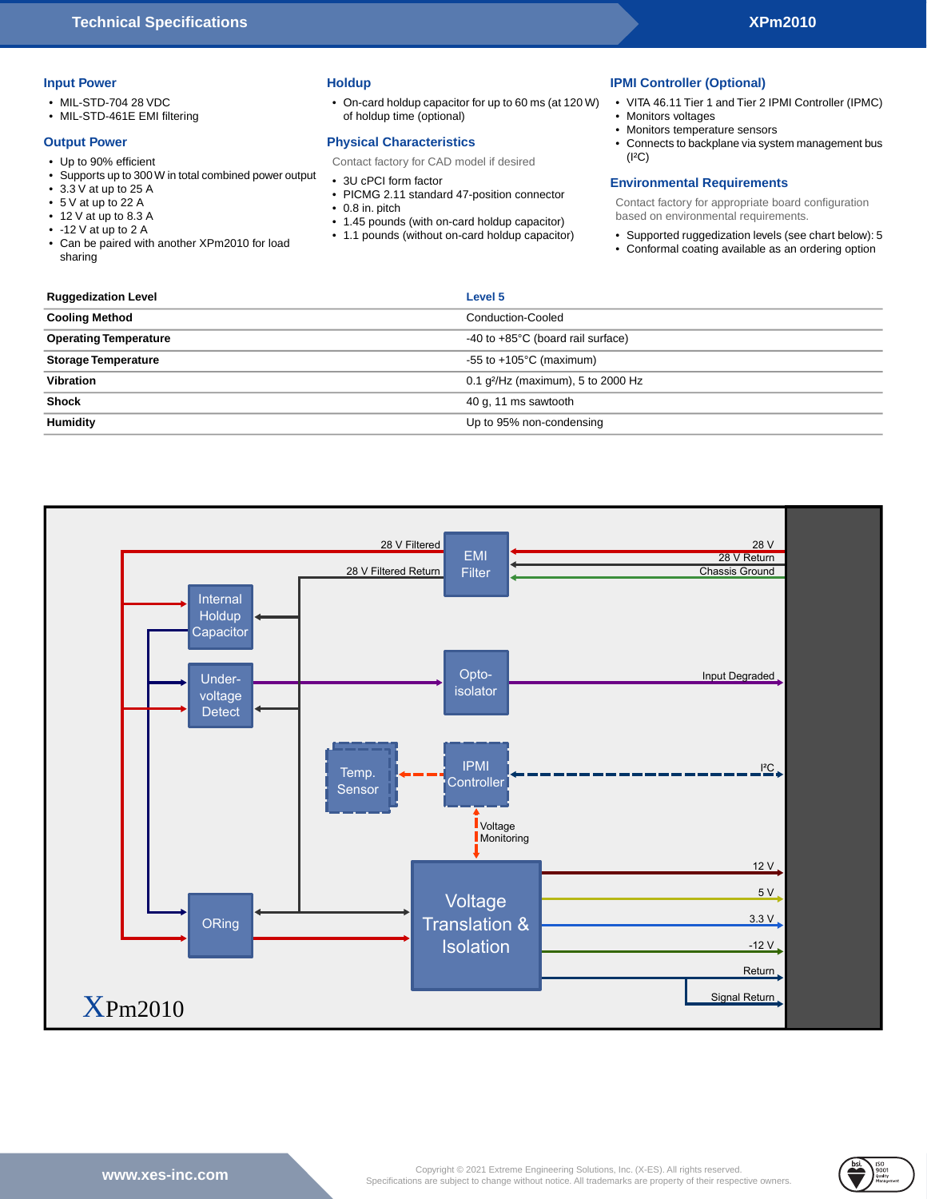## Input Power

- MIL-STD-704 28 VDC
- MIL-STD-461E EMI filtering

## Output Power

- Up to 90% efficient
- Supports up to 300 W in total combined power output
- 3.3 V at up to 25 A
- 5 V at up to 22 A
- 12 V at up to 8.3 A
- -12 V at up to 2 A
- Can be paired with another XPm2010 for load sharing

## Holdup

- On-card holdup capacitor for up to 60 ms (at 120 W) of holdup time (optional)

## Physical Characteristics

Contact factory for CAD model if desired

- 3U cPCI form factor
- PICMG 2.11 standard 47-position connector
- 0.8 in. pitch
- 1.45 pounds (with on-card holdup capacitor)
- 1.1 pounds (without on-card holdup capacitor)

## IPMI Controller (Optional)

- VITA 46.11 Tier 1 and Tier 2 IPMI Controller (IPMC)
- Monitors voltages
- Monitors temperature sensors
- Connects to backplane via system management bus ($I^2C$)

## Environmental Requirements

Contact factory for appropriate board configuration based on environmental requirements.

- Supported ruggedization levels (see chart below): 5
- Conformal coating available as an ordering option

| Ruggedization Level | Level 5 |
|---|---|
| Cooling Method | Conduction-Cooled |
| Operating Temperature | -40 to +85°C (board rail surface) |
| Storage Temperature | -55 to +105°C (maximum) |
| Vibration | 0.1 $g^2$/Hz (maximum), 5 to 2000 Hz |
| Shock | 40 g, 11 ms sawtooth |
| Humidity | Up to 95% non-condensing |

28 V Filtered
EMI Filter
28 V
28 V Return
Chassis Ground
28 V Filtered Return
Internal Holdup Capacitor
Under-voltage Detect
Opto-isolator
Input Degraded
Temp. Sensor
IPMI Controller
$I^2C$
Voltage Monitoring
ORing
Voltage Translation & Isolation
12 V
5 V
3.3 V
-12 V
Return
Signal Return
XPm2010